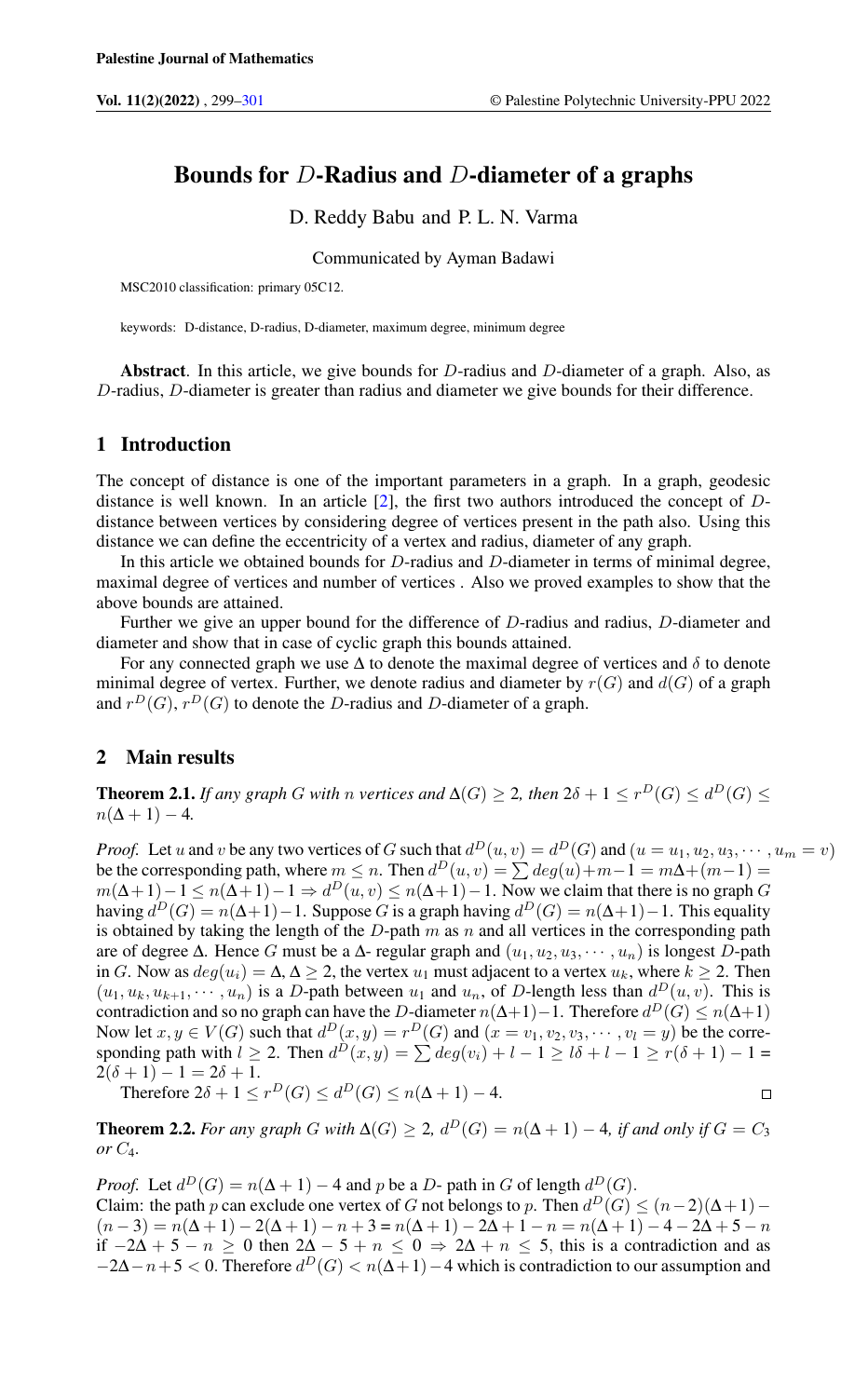# Bounds for $D$-Radius and $D$-diameter of a graphs

D. Reddy Babu and P. L. N. Varma

Communicated by Ayman Badawi

MSC2010 classification: primary 05C12.

keywords: D-distance, D-radius, D-diameter, maximum degree, minimum degree

**Abstract**. In this article, we give bounds for $D$-radius and $D$-diameter of a graph. Also, as $D$-radius, $D$-diameter is greater than radius and diameter we give bounds for their difference.

## 1 Introduction

The concept of distance is one of the important parameters in a graph. In a graph, geodesic distance is well known. In an article [2], the first two authors introduced the concept of $D$-distance between vertices by considering degree of vertices present in the path also. Using this distance we can define the eccentricity of a vertex and radius, diameter of any graph.

In this article we obtained bounds for $D$-radius and $D$-diameter in terms of minimal degree, maximal degree of vertices and number of vertices . Also we proved examples to show that the above bounds are attained.

Further we give an upper bound for the difference of $D$-radius and radius, $D$-diameter and diameter and show that in case of cyclic graph this bounds attained.

For any connected graph we use $\Delta$ to denote the maximal degree of vertices and $\delta$ to denote minimal degree of vertex. Further, we denote radius and diameter by $r(G)$ and $d(G)$ of a graph and $r^D(G)$, $r^D(G)$ to denote the $D$-radius and $D$-diameter of a graph.

## 2 Main results

**Theorem 2.1.** *If any graph $G$ with $n$ vertices and $\Delta(G) \geq 2$, then $2\delta + 1 \leq r^D(G) \leq d^D(G) \leq n(\Delta + 1) - 4$.*

*Proof.* Let $u$ and $v$ be any two vertices of $G$ such that $d^D(u, v) = d^D(G)$ and $(u = u_1, u_2, u_3, \cdots, u_m = v)$ be the corresponding path, where $m \leq n$. Then $d^D(u, v) = \sum deg(u) + m - 1 = m\Delta + (m-1) = m(\Delta+1) - 1 \leq n(\Delta+1) - 1 \Rightarrow d^D(u, v) \leq n(\Delta+1) - 1$. Now we claim that there is no graph $G$ having $d^D(G) = n(\Delta+1) - 1$. Suppose $G$ is a graph having $d^D(G) = n(\Delta+1) - 1$. This equality is obtained by taking the length of the $D$-path $m$ as $n$ and all vertices in the corresponding path are of degree $\Delta$. Hence $G$ must be a $\Delta$- regular graph and $(u_1, u_2, u_3, \cdots, u_n)$ is longest $D$-path in $G$. Now as $deg(u_i) = \Delta, \Delta \geq 2$, the vertex $u_1$ must adjacent to a vertex $u_k$, where $k \geq 2$. Then $(u_1, u_k, u_{k+1}, \cdots, u_n)$ is a $D$-path between $u_1$ and $u_n$, of $D$-length less than $d^D(u, v)$. This is contradiction and so no graph can have the $D$-diameter $n(\Delta+1) - 1$. Therefore $d^D(G) \leq n(\Delta+1)$ Now let $x, y \in V(G)$ such that $d^D(x, y) = r^D(G)$ and $(x = v_1, v_2, v_3, \cdots, v_l = y)$ be the corresponding path with $l \geq 2$. Then $d^D(x, y) = \sum deg(v_i) + l - 1 \geq l\delta + l - 1 \geq r(\delta + 1) - 1 = 2(\delta + 1) - 1 = 2\delta + 1$.

Therefore $2\delta + 1 \leq r^D(G) \leq d^D(G) \leq n(\Delta + 1) - 4$. ∎

**Theorem 2.2.** *For any graph $G$ with $\Delta(G) \geq 2$, $d^D(G) = n(\Delta + 1) - 4$, if and only if $G = C_3$ or $C_4$.*

*Proof.* Let $d^D(G) = n(\Delta + 1) - 4$ and $p$ be a $D$- path in $G$ of length $d^D(G)$.
Claim: the path $p$ can exclude one vertex of $G$ not belongs to $p$. Then $d^D(G) \leq (n-2)(\Delta+1) - (n-3) = n(\Delta + 1) - 2(\Delta + 1) - n + 3 = n(\Delta + 1) - 2\Delta + 1 - n = n(\Delta + 1) - 4 - 2\Delta + 5 - n$ if $-2\Delta + 5 - n \geq 0$ then $2\Delta - 5 + n \leq 0 \Rightarrow 2\Delta + n \leq 5$, this is a contradiction and as $-2\Delta - n + 5 < 0$. Therefore $d^D(G) < n(\Delta+1) - 4$ which is contradiction to our assumption and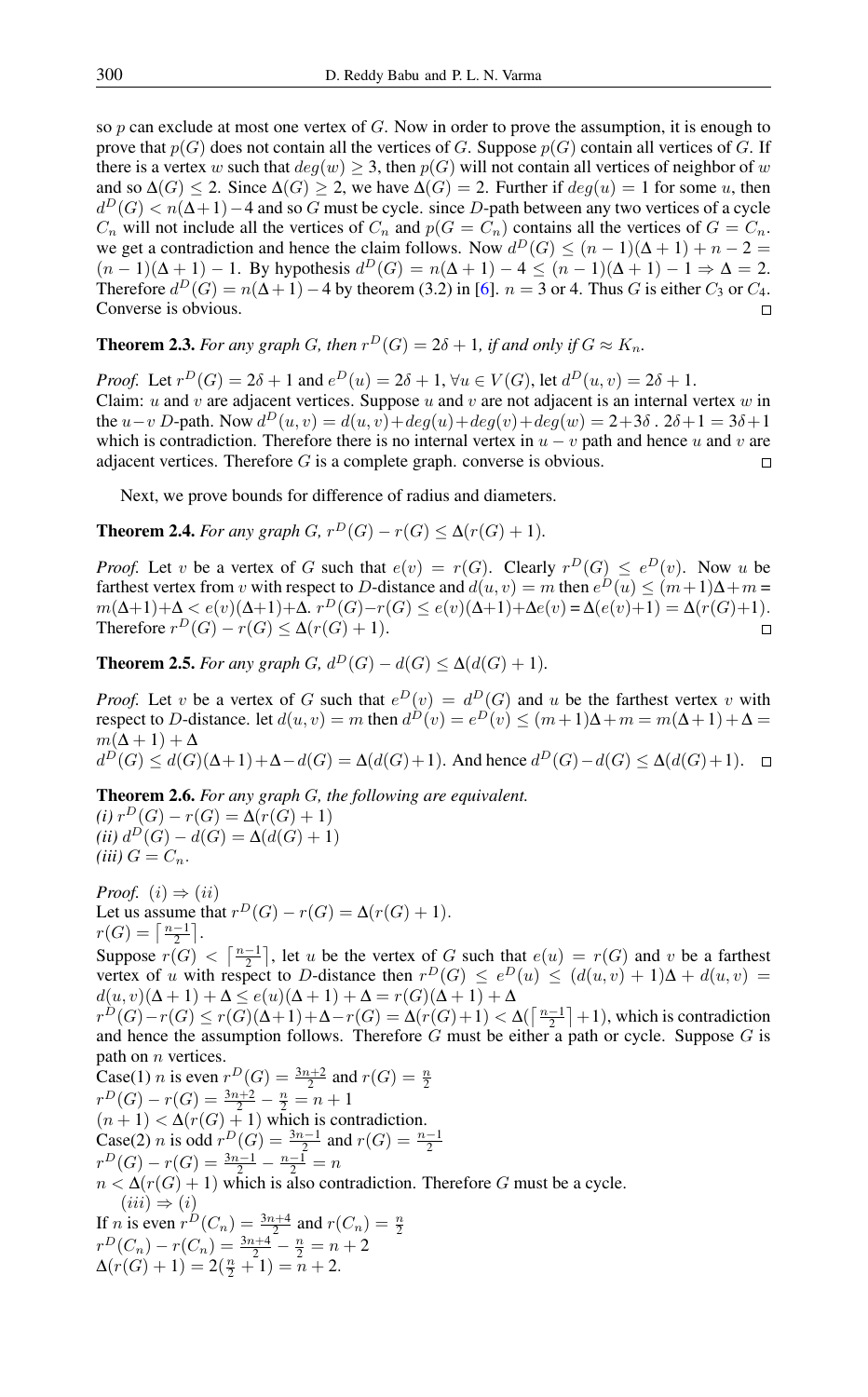so $p$ can exclude at most one vertex of $G$. Now in order to prove the assumption, it is enough to prove that $p(G)$ does not contain all the vertices of $G$. Suppose $p(G)$ contain all vertices of $G$. If there is a vertex $w$ such that $deg(w) \geq 3$, then $p(G)$ will not contain all vertices of neighbor of $w$ and so $\Delta(G) \leq 2$. Since $\Delta(G) \geq 2$, we have $\Delta(G) = 2$. Further if $deg(u) = 1$ for some $u$, then $d^D(G) < n(\Delta+1) - 4$ and so $G$ must be cycle. since $D$-path between any two vertices of a cycle $C_n$ will not include all the vertices of $C_n$ and $p(G = C_n)$ contains all the vertices of $G = C_n$. we get a contradiction and hence the claim follows. Now $d^D(G) \leq (n-1)(\Delta+1) + n - 2 = (n-1)(\Delta+1) - 1$. By hypothesis $d^D(G) = n(\Delta+1) - 4 \leq (n-1)(\Delta+1) - 1 \Rightarrow \Delta = 2$. Therefore $d^D(G) = n(\Delta+1) - 4$ by theorem (3.2) in [6]. $n = 3$ or 4. Thus $G$ is either $C_3$ or $C_4$. Converse is obvious. □

**Theorem 2.3.** *For any graph $G$, then $r^D(G) = 2\delta + 1$, if and only if $G \approx K_n$.*

*Proof.* Let $r^D(G) = 2\delta + 1$ and $e^D(u) = 2\delta + 1, \forall u \in V(G)$, let $d^D(u, v) = 2\delta + 1$.
Claim: $u$ and $v$ are adjacent vertices. Suppose $u$ and $v$ are not adjacent is an internal vertex $w$ in the $u-v$ $D$-path. Now $d^D(u, v) = d(u, v) + deg(u) + deg(v) + deg(w) = 2 + 3\delta$ . $2\delta + 1 = 3\delta + 1$ which is contradiction. Therefore there is no internal vertex in $u - v$ path and hence $u$ and $v$ are adjacent vertices. Therefore $G$ is a complete graph. converse is obvious. □

Next, we prove bounds for difference of radius and diameters.

**Theorem 2.4.** *For any graph $G$, $r^D(G) - r(G) \leq \Delta(r(G) + 1)$.*

*Proof.* Let $v$ be a vertex of $G$ such that $e(v) = r(G)$. Clearly $r^D(G) \leq e^D(v)$. Now $u$ be farthest vertex from $v$ with respect to $D$-distance and $d(u, v) = m$ then $e^D(u) \leq (m+1)\Delta + m = m(\Delta+1) + \Delta < e(v)(\Delta+1) + \Delta$. $r^D(G) - r(G) \leq e(v)(\Delta+1) + \Delta e(v) = \Delta(e(v)+1) = \Delta(r(G)+1)$. Therefore $r^D(G) - r(G) \leq \Delta(r(G) + 1)$. □

**Theorem 2.5.** *For any graph $G$, $d^D(G) - d(G) \leq \Delta(d(G) + 1)$.*

*Proof.* Let $v$ be a vertex of $G$ such that $e^D(v) = d^D(G)$ and $u$ be the farthest vertex $v$ with respect to $D$-distance. let $d(u, v) = m$ then $d^D(v) = e^D(v) \leq (m+1)\Delta + m = m(\Delta+1) + \Delta = m(\Delta + 1) + \Delta$
$d^D(G) \leq d(G)(\Delta+1) + \Delta - d(G) = \Delta(d(G)+1)$. And hence $d^D(G) - d(G) \leq \Delta(d(G)+1)$. □

**Theorem 2.6.** *For any graph $G$, the following are equivalent.*
*(i) $r^D(G) - r(G) = \Delta(r(G) + 1)$*
*(ii) $d^D(G) - d(G) = \Delta(d(G) + 1)$*
*(iii) $G = C_n$.*

*Proof.* $(i) \Rightarrow (ii)$
Let us assume that $r^D(G) - r(G) = \Delta(r(G) + 1)$.
$r(G) = \left\lceil \frac{n-1}{2} \right\rceil$.
Suppose $r(G) < \left\lceil \frac{n-1}{2} \right\rceil$, let $u$ be the vertex of $G$ such that $e(u) = r(G)$ and $v$ be a farthest vertex of $u$ with respect to $D$-distance then $r^D(G) \leq e^D(u) \leq (d(u, v) + 1)\Delta + d(u, v) = d(u, v)(\Delta + 1) + \Delta \leq e(u)(\Delta + 1) + \Delta = r(G)(\Delta + 1) + \Delta$
$r^D(G) - r(G) \leq r(G)(\Delta+1) + \Delta - r(G) = \Delta(r(G)+1) < \Delta(\left\lceil \frac{n-1}{2} \right\rceil + 1)$, which is contradiction and hence the assumption follows. Therefore $G$ must be either a path or cycle. Suppose $G$ is path on $n$ vertices.
Case(1) $n$ is even $r^D(G) = \frac{3n+2}{2}$ and $r(G) = \frac{n}{2}$
$r^D(G) - r(G) = \frac{3n+2}{2} - \frac{n}{2} = n + 1$
$(n + 1) < \Delta(r(G) + 1)$ which is contradiction.
Case(2) $n$ is odd $r^D(G) = \frac{3n-1}{2}$ and $r(G) = \frac{n-1}{2}$
$r^D(G) - r(G) = \frac{3n-1}{2} - \frac{n-1}{2} = n$
$n < \Delta(r(G) + 1)$ which is also contradiction. Therefore $G$ must be a cycle.
$(iii) \Rightarrow (i)$
If $n$ is even $r^D(C_n) = \frac{3n+4}{2}$ and $r(C_n) = \frac{n}{2}$
$r^D(C_n) - r(C_n) = \frac{3n+4}{2} - \frac{n}{2} = n + 2$
$\Delta(r(G) + 1) = 2(\frac{n}{2} + 1) = n + 2$.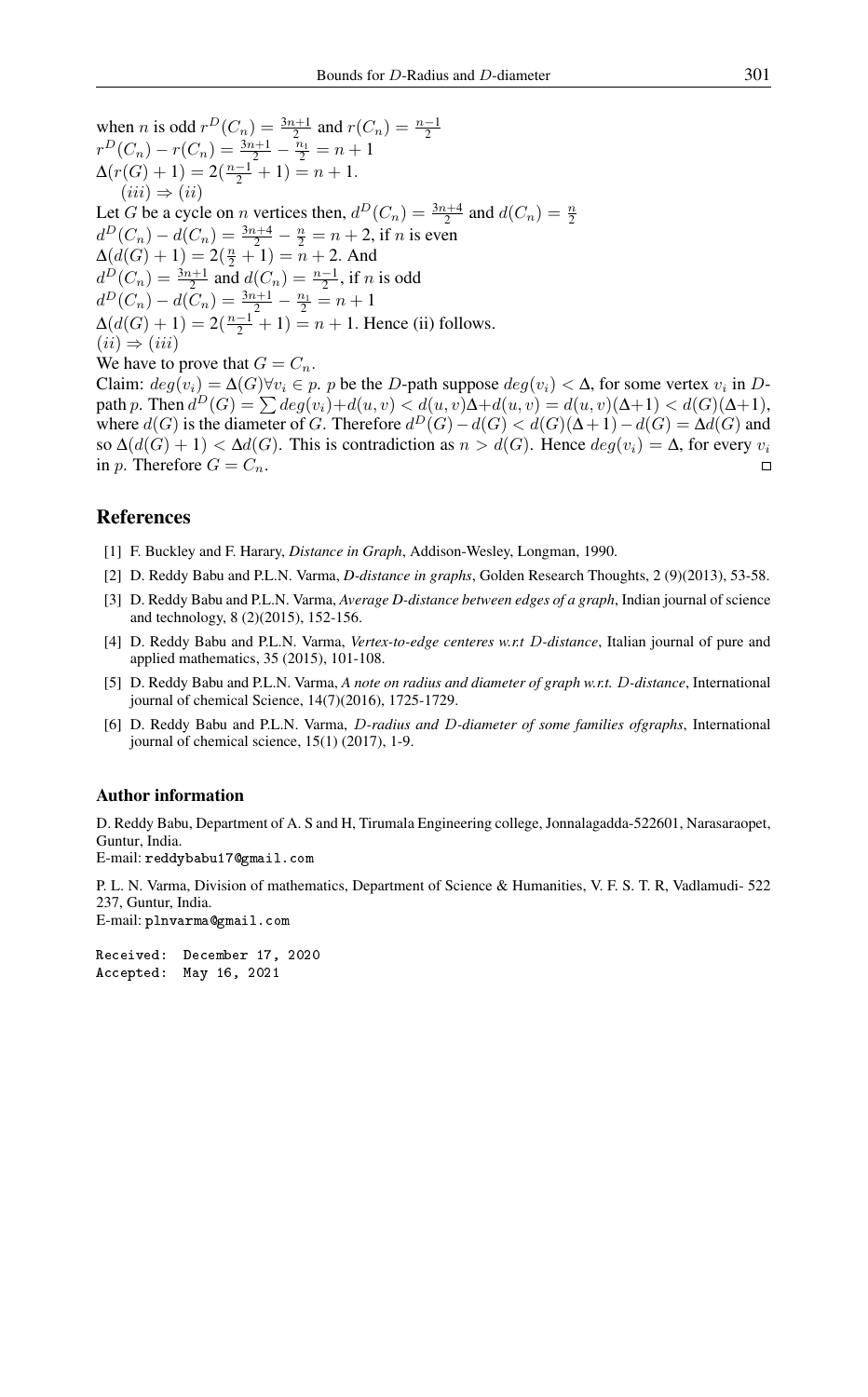when $n$ is odd $r^D(C_n) = \frac{3n+1}{2}$ and $r(C_n) = \frac{n-1}{2}$
$r^D(C_n) - r(C_n) = \frac{3n+1}{2} - \frac{n_1}{2} = n + 1$
$\Delta(r(G) + 1) = 2(\frac{n-1}{2} + 1) = n + 1.$

$(iii) \Rightarrow (ii)$

Let $G$ be a cycle on $n$ vertices then, $d^D(C_n) = \frac{3n+4}{2}$ and $d(C_n) = \frac{n}{2}$
$d^D(C_n) - d(C_n) = \frac{3n+4}{2} - \frac{n}{2} = n + 2$, if $n$ is even
$\Delta(d(G) + 1) = 2(\frac{n}{2} + 1) = n + 2$. And
$d^D(C_n) = \frac{3n+1}{2}$ and $d(C_n) = \frac{n-1}{2}$, if $n$ is odd
$d^D(C_n) - d(C_n) = \frac{3n+1}{2} - \frac{n_1}{2} = n + 1$
$\Delta(d(G) + 1) = 2(\frac{n-1}{2} + 1) = n + 1$. Hence (ii) follows.

$(ii) \Rightarrow (iii)$

We have to prove that $G = C_n$.

Claim: $deg(v_i) = \Delta(G) \forall v_i \in p$. $p$ be the $D$-path suppose $deg(v_i) < \Delta$, for some vertex $v_i$ in $D$-path $p$. Then $d^D(G) = \sum deg(v_i) + d(u, v) < d(u, v)\Delta + d(u, v) = d(u, v)(\Delta + 1) < d(G)(\Delta + 1)$, where $d(G)$ is the diameter of $G$. Therefore $d^D(G) - d(G) < d(G)(\Delta + 1) - d(G) = \Delta d(G)$ and so $\Delta(d(G) + 1) < \Delta d(G)$. This is contradiction as $n > d(G)$. Hence $deg(v_i) = \Delta$, for every $v_i$ in $p$. Therefore $G = C_n$. □

## References

[1] F. Buckley and F. Harary, *Distance in Graph*, Addison-Wesley, Longman, 1990.

[2] D. Reddy Babu and P.L.N. Varma, *D-distance in graphs*, Golden Research Thoughts, 2 (9)(2013), 53-58.

[3] D. Reddy Babu and P.L.N. Varma, *Average D-distance between edges of a graph*, Indian journal of science and technology, 8 (2)(2015), 152-156.

[4] D. Reddy Babu and P.L.N. Varma, *Vertex-to-edge centeres w.r.t $D$-distance*, Italian journal of pure and applied mathematics, 35 (2015), 101-108.

[5] D. Reddy Babu and P.L.N. Varma, *A note on radius and diameter of graph w.r.t. $D$-distance*, International journal of chemical Science, 14(7)(2016), 1725-1729.

[6] D. Reddy Babu and P.L.N. Varma, *$D$-radius and $D$-diameter of some families ofgraphs*, International journal of chemical science, 15(1) (2017), 1-9.

### Author information

D. Reddy Babu, Department of A. S and H, Tirumala Engineering college, Jonnalagadda-522601, Narasaraopet, Guntur, India.
E-mail: reddybabu17@gmail.com

P. L. N. Varma, Division of mathematics, Department of Science & Humanities, V. F. S. T. R, Vadlamudi- 522 237, Guntur, India.
E-mail: plnvarma@gmail.com

Received: December 17, 2020
Accepted: May 16, 2021